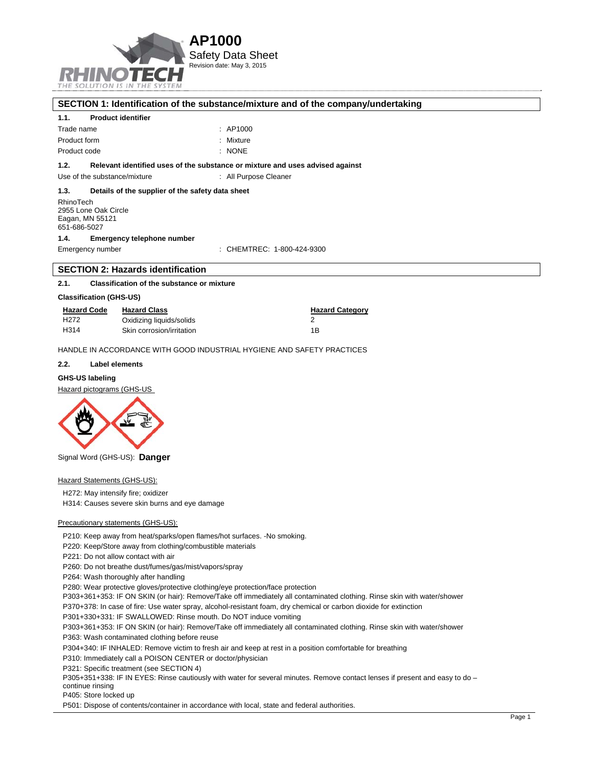# AP1000

Safety Data Sheet

Revision date: May 3, 2015

## SECTION 1: Identification of the substance/mixture and of the company/undertaking

### 1.1. Product identifier

Trade name : AP1000

Product form : Mixture

Product code : NONE

### 1.2. Relevant identified uses of the substance or mixture and uses advised against

Use of the substance/mixture : All Purpose Cleaner

### 1.3. Details of the supplier of the safety data sheet

RhinoTech
2955 Lone Oak Circle
Eagan, MN 55121
651-686-5027

### 1.4. Emergency telephone number

Emergency number : CHEMTREC: 1-800-424-9300

## SECTION 2: Hazards identification

### 2.1. Classification of the substance or mixture

**Classification (GHS-US)**

| Hazard Code | Hazard Class | Hazard Category |
|---|---|---|
| H272 | Oxidizing liquids/solids | 2 |
| H314 | Skin corrosion/irritation | 1B |

HANDLE IN ACCORDANCE WITH GOOD INDUSTRIAL HYGIENE AND SAFETY PRACTICES

### 2.2. Label elements

**GHS-US labeling**

Hazard pictograms (GHS-US

Signal Word (GHS-US): **Danger**

Hazard Statements (GHS-US):

H272: May intensify fire; oxidizer

H314: Causes severe skin burns and eye damage

Precautionary statements (GHS-US):

P210: Keep away from heat/sparks/open flames/hot surfaces. -No smoking.

P220: Keep/Store away from clothing/combustible materials

P221: Do not allow contact with air

P260: Do not breathe dust/fumes/gas/mist/vapors/spray

P264: Wash thoroughly after handling

P280: Wear protective gloves/protective clothing/eye protection/face protection

P303+361+353: IF ON SKIN (or hair): Remove/Take off immediately all contaminated clothing. Rinse skin with water/shower

P370+378: In case of fire: Use water spray, alcohol-resistant foam, dry chemical or carbon dioxide for extinction

P301+330+331: IF SWALLOWED: Rinse mouth. Do NOT induce vomiting

P303+361+353: IF ON SKIN (or hair): Remove/Take off immediately all contaminated clothing. Rinse skin with water/shower

P363: Wash contaminated clothing before reuse

P304+340: IF INHALED: Remove victim to fresh air and keep at rest in a position comfortable for breathing

P310: Immediately call a POISON CENTER or doctor/physician

P321: Specific treatment (see SECTION 4)

P305+351+338: IF IN EYES: Rinse cautiously with water for several minutes. Remove contact lenses if present and easy to do – continue rinsing

P405: Store locked up

P501: Dispose of contents/container in accordance with local, state and federal authorities.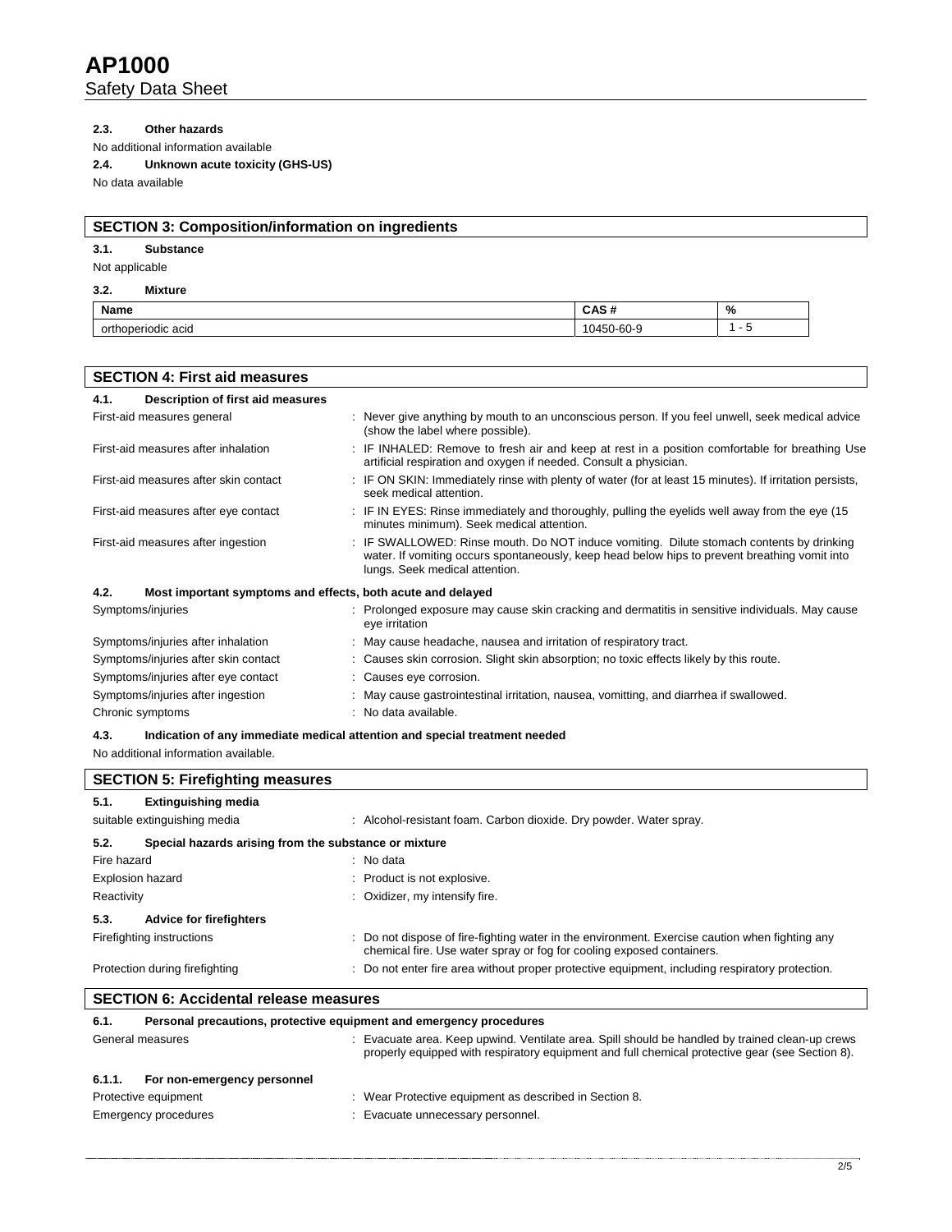### 2.3. Other hazards

No additional information available

### 2.4. Unknown acute toxicity (GHS-US)

No data available

## SECTION 3: Composition/information on ingredients

### 3.1. Substance

Not applicable

### 3.2. Mixture

| Name | CAS # | % |
|---|---|---|
| orthoperiodic acid | 10450-60-9 | 1 - 5 |

## SECTION 4: First aid measures

### 4.1. Description of first aid measures

First-aid measures general : Never give anything by mouth to an unconscious person. If you feel unwell, seek medical advice (show the label where possible).

First-aid measures after inhalation : IF INHALED: Remove to fresh air and keep at rest in a position comfortable for breathing Use artificial respiration and oxygen if needed. Consult a physician.

First-aid measures after skin contact : IF ON SKIN: Immediately rinse with plenty of water (for at least 15 minutes). If irritation persists, seek medical attention.

First-aid measures after eye contact : IF IN EYES: Rinse immediately and thoroughly, pulling the eyelids well away from the eye (15 minutes minimum). Seek medical attention.

First-aid measures after ingestion : IF SWALLOWED: Rinse mouth. Do NOT induce vomiting. Dilute stomach contents by drinking water. If vomiting occurs spontaneously, keep head below hips to prevent breathing vomit into lungs. Seek medical attention.

### 4.2. Most important symptoms and effects, both acute and delayed

Symptoms/injuries : Prolonged exposure may cause skin cracking and dermatitis in sensitive individuals. May cause eye irritation

Symptoms/injuries after inhalation : May cause headache, nausea and irritation of respiratory tract.

Symptoms/injuries after skin contact : Causes skin corrosion. Slight skin absorption; no toxic effects likely by this route.

Symptoms/injuries after eye contact : Causes eye corrosion.

Symptoms/injuries after ingestion : May cause gastrointestinal irritation, nausea, vomitting, and diarrhea if swallowed.

Chronic symptoms : No data available.

### 4.3. Indication of any immediate medical attention and special treatment needed

No additional information available.

## SECTION 5: Firefighting measures

### 5.1. Extinguishing media

suitable extinguishing media : Alcohol-resistant foam. Carbon dioxide. Dry powder. Water spray.

### 5.2. Special hazards arising from the substance or mixture

Fire hazard : No data

Explosion hazard : Product is not explosive.

Reactivity : Oxidizer, my intensify fire.

### 5.3. Advice for firefighters

Firefighting instructions : Do not dispose of fire-fighting water in the environment. Exercise caution when fighting any chemical fire. Use water spray or fog for cooling exposed containers.

Protection during firefighting : Do not enter fire area without proper protective equipment, including respiratory protection.

## SECTION 6: Accidental release measures

### 6.1. Personal precautions, protective equipment and emergency procedures

General measures : Evacuate area. Keep upwind. Ventilate area. Spill should be handled by trained clean-up crews properly equipped with respiratory equipment and full chemical protective gear (see Section 8).

#### 6.1.1. For non-emergency personnel

Protective equipment : Wear Protective equipment as described in Section 8.

Emergency procedures : Evacuate unnecessary personnel.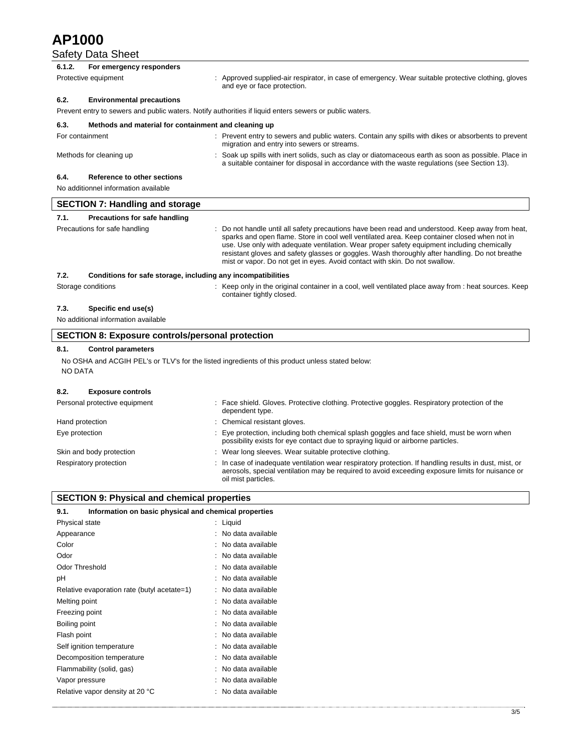#### 6.1.2. For emergency responders

Protective equipment : Approved supplied-air respirator, in case of emergency. Wear suitable protective clothing, gloves and eye or face protection.

#### 6.2. Environmental precautions

Prevent entry to sewers and public waters. Notify authorities if liquid enters sewers or public waters.

#### 6.3. Methods and material for containment and cleaning up

For containment : Prevent entry to sewers and public waters. Contain any spills with dikes or absorbents to prevent migration and entry into sewers or streams.

Methods for cleaning up : Soak up spills with inert solids, such as clay or diatomaceous earth as soon as possible. Place in a suitable container for disposal in accordance with the waste regulations (see Section 13).

#### 6.4. Reference to other sections

No additionnel information available

## SECTION 7: Handling and storage

#### 7.1. Precautions for safe handling

Precautions for safe handling : Do not handle until all safety precautions have been read and understood. Keep away from heat, sparks and open flame. Store in cool well ventilated area. Keep container closed when not in use. Use only with adequate ventilation. Wear proper safety equipment including chemically resistant gloves and safety glasses or goggles. Wash thoroughly after handling. Do not breathe mist or vapor. Do not get in eyes. Avoid contact with skin. Do not swallow.

#### 7.2. Conditions for safe storage, including any incompatibilities

Storage conditions : Keep only in the original container in a cool, well ventilated place away from : heat sources. Keep container tightly closed.

#### 7.3. Specific end use(s)

No additional information available

## SECTION 8: Exposure controls/personal protection

#### 8.1. Control parameters

No OSHA and ACGIH PEL's or TLV's for the listed ingredients of this product unless stated below:
NO DATA

#### 8.2. Exposure controls

Personal protective equipment : Face shield. Gloves. Protective clothing. Protective goggles. Respiratory protection of the dependent type.

Hand protection : Chemical resistant gloves.

Eye protection : Eye protection, including both chemical splash goggles and face shield, must be worn when possibility exists for eye contact due to spraying liquid or airborne particles.

Skin and body protection : Wear long sleeves. Wear suitable protective clothing.

Respiratory protection : In case of inadequate ventilation wear respiratory protection. If handling results in dust, mist, or aerosols, special ventilation may be required to avoid exceeding exposure limits for nuisance or oil mist particles.

## SECTION 9: Physical and chemical properties

#### 9.1. Information on basic physical and chemical properties

Physical state : Liquid
Appearance : No data available
Color : No data available
Odor : No data available
Odor Threshold : No data available
pH : No data available
Relative evaporation rate (butyl acetate=1) : No data available
Melting point : No data available
Freezing point : No data available
Boiling point : No data available
Flash point : No data available
Self ignition temperature : No data available
Decomposition temperature : No data available
Flammability (solid, gas) : No data available
Vapor pressure : No data available
Relative vapor density at 20 °C : No data available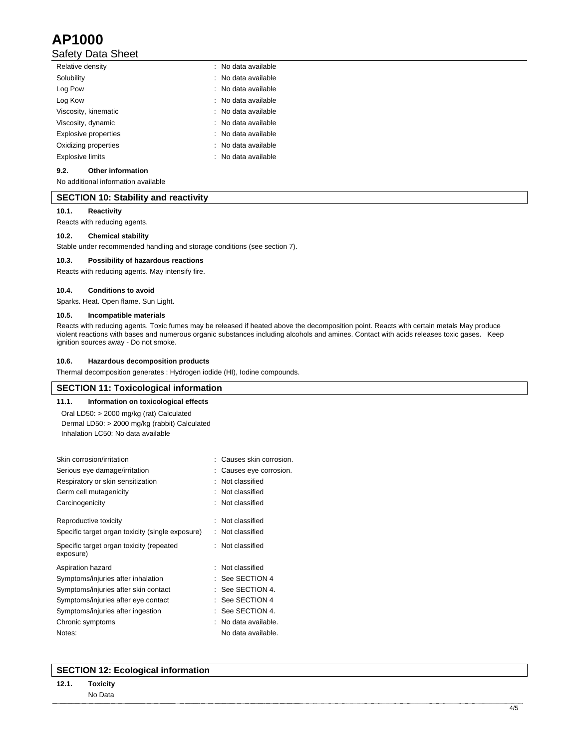| | |
|---|---|
| Relative density | : No data available |
| Solubility | : No data available |
| Log Pow | : No data available |
| Log Kow | : No data available |
| Viscosity, kinematic | : No data available |
| Viscosity, dynamic | : No data available |
| Explosive properties | : No data available |
| Oxidizing properties | : No data available |
| Explosive limits | : No data available |

### 9.2. Other information

No additional information available

## SECTION 10: Stability and reactivity

### 10.1. Reactivity

Reacts with reducing agents.

### 10.2. Chemical stability

Stable under recommended handling and storage conditions (see section 7).

### 10.3. Possibility of hazardous reactions

Reacts with reducing agents. May intensify fire.

### 10.4. Conditions to avoid

Sparks. Heat. Open flame. Sun Light.

### 10.5. Incompatible materials

Reacts with reducing agents. Toxic fumes may be released if heated above the decomposition point. Reacts with certain metals May produce violent reactions with bases and numerous organic substances including alcohols and amines. Contact with acids releases toxic gases. Keep ignition sources away - Do not smoke.

### 10.6. Hazardous decomposition products

Thermal decomposition generates : Hydrogen iodide (HI), Iodine compounds.

## SECTION 11: Toxicological information

### 11.1. Information on toxicological effects

Oral LD50: > 2000 mg/kg (rat) Calculated
Dermal LD50: > 2000 mg/kg (rabbit) Calculated
Inhalation LC50: No data available

| | |
|---|---|
| Skin corrosion/irritation | : Causes skin corrosion. |
| Serious eye damage/irritation | : Causes eye corrosion. |
| Respiratory or skin sensitization | : Not classified |
| Germ cell mutagenicity | : Not classified |
| Carcinogenicity | : Not classified |
| Reproductive toxicity | : Not classified |
| Specific target organ toxicity (single exposure) | : Not classified |
| Specific target organ toxicity (repeated exposure) | : Not classified |
| Aspiration hazard | : Not classified |
| Symptoms/injuries after inhalation | : See SECTION 4 |
| Symptoms/injuries after skin contact | : See SECTION 4. |
| Symptoms/injuries after eye contact | : See SECTION 4 |
| Symptoms/injuries after ingestion | : See SECTION 4. |
| Chronic symptoms | : No data available. |
| Notes: | No data available. |

## SECTION 12: Ecological information

### 12.1. Toxicity

No Data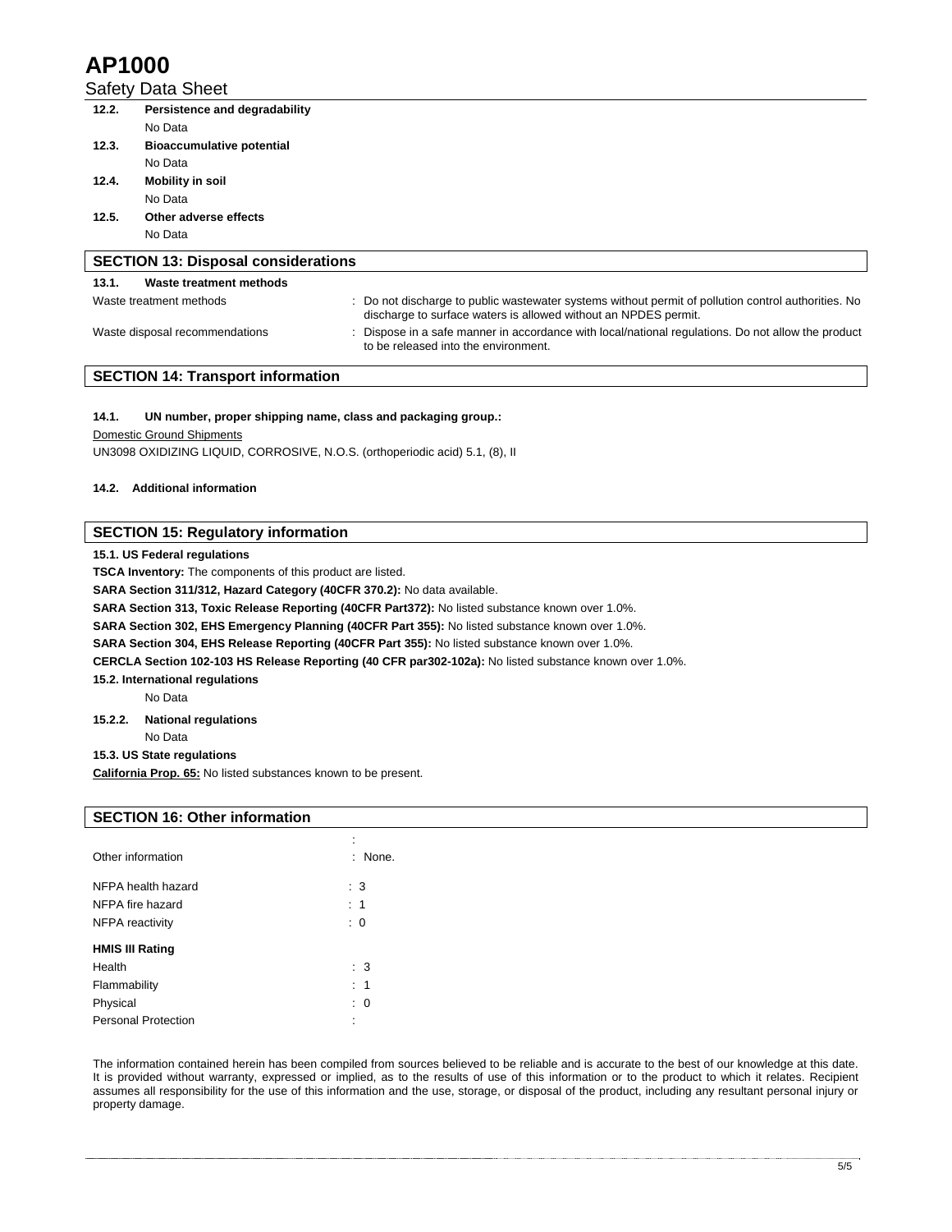**12.2. Persistence and degradability**

No Data

**12.3. Bioaccumulative potential**

No Data

**12.4. Mobility in soil**

No Data

**12.5. Other adverse effects**

No Data

## SECTION 13: Disposal considerations

**13.1. Waste treatment methods**

| | |
|---|---|
| Waste treatment methods | : Do not discharge to public wastewater systems without permit of pollution control authorities. No discharge to surface waters is allowed without an NPDES permit. |
| Waste disposal recommendations | : Dispose in a safe manner in accordance with local/national regulations. Do not allow the product to be released into the environment. |

## SECTION 14: Transport information

**14.1. UN number, proper shipping name, class and packaging group.:**

Domestic Ground Shipments

UN3098 OXIDIZING LIQUID, CORROSIVE, N.O.S. (orthoperiodic acid) 5.1, (8), II

**14.2. Additional information**

## SECTION 15: Regulatory information

**15.1. US Federal regulations**

**TSCA Inventory:** The components of this product are listed.

**SARA Section 311/312, Hazard Category (40CFR 370.2):** No data available.

**SARA Section 313, Toxic Release Reporting (40CFR Part372):** No listed substance known over 1.0%.

**SARA Section 302, EHS Emergency Planning (40CFR Part 355):** No listed substance known over 1.0%.

**SARA Section 304, EHS Release Reporting (40CFR Part 355):** No listed substance known over 1.0%.

**CERCLA Section 102-103 HS Release Reporting (40 CFR par302-102a):** No listed substance known over 1.0%.

**15.2. International regulations**

No Data

**15.2.2. National regulations**

No Data

**15.3. US State regulations**

**California Prop. 65:** No listed substances known to be present.

## SECTION 16: Other information

| | |
|---|---|
| | : |
| Other information | : None. |
| NFPA health hazard | : 3 |
| NFPA fire hazard | : 1 |
| NFPA reactivity | : 0 |
| **HMIS III Rating** | |
| Health | : 3 |
| Flammability | : 1 |
| Physical | : 0 |
| Personal Protection | : |

The information contained herein has been compiled from sources believed to be reliable and is accurate to the best of our knowledge at this date. It is provided without warranty, expressed or implied, as to the results of use of this information or to the product to which it relates. Recipient assumes all responsibility for the use of this information and the use, storage, or disposal of the product, including any resultant personal injury or property damage.